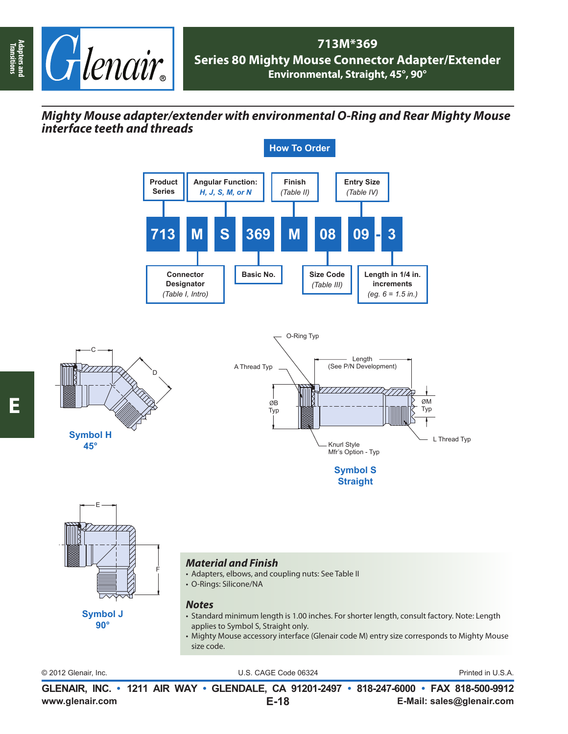# 713M*369

## Series 80 Mighty Mouse Connector Adapter/Extender

### Environmental, Straight, 45°, 90°

*Mighty Mouse adapter/extender with environmental O-Ring and Rear Mighty Mouse interface teeth and threads*

## How To Order

| 713 | M | S | 369 | M | 08 | 09 | - | 3 |
|---|---|---|---|---|---|---|---|---|

- **713** – Product Series
- **M** – Connector Designator (Table I, Intro)
- **S** – Angular Function: H, J, S, M, or N
- **369** – Basic No.
- **M** – Finish (Table II)
- **08** – Size Code (Table III)
- **09** – Entry Size (Table IV)
- **3** – Length in 1/4 in. increments (eg. 6 = 1.5 in.)

Symbol H
45°

O-Ring Typ
A Thread Typ
Length (See P/N Development)
ØB Typ
ØM Typ
L Thread Typ
Knurl Style Mfr's Option - Typ

Symbol S
Straight

Symbol J
90°

### Material and Finish

- Adapters, elbows, and coupling nuts: See Table II
- O-Rings: Silicone/NA

### Notes

- Standard minimum length is 1.00 inches. For shorter length, consult factory. Note: Length applies to Symbol S, Straight only.
- Mighty Mouse accessory interface (Glenair code M) entry size corresponds to Mighty Mouse size code.

© 2012 Glenair, Inc. U.S. CAGE Code 06324 Printed in U.S.A.

**GLENAIR, INC. • 1211 AIR WAY • GLENDALE, CA 91201-2497 • 818-247-6000 • FAX 818-500-9912**
www.glenair.com E-Mail: sales@glenair.com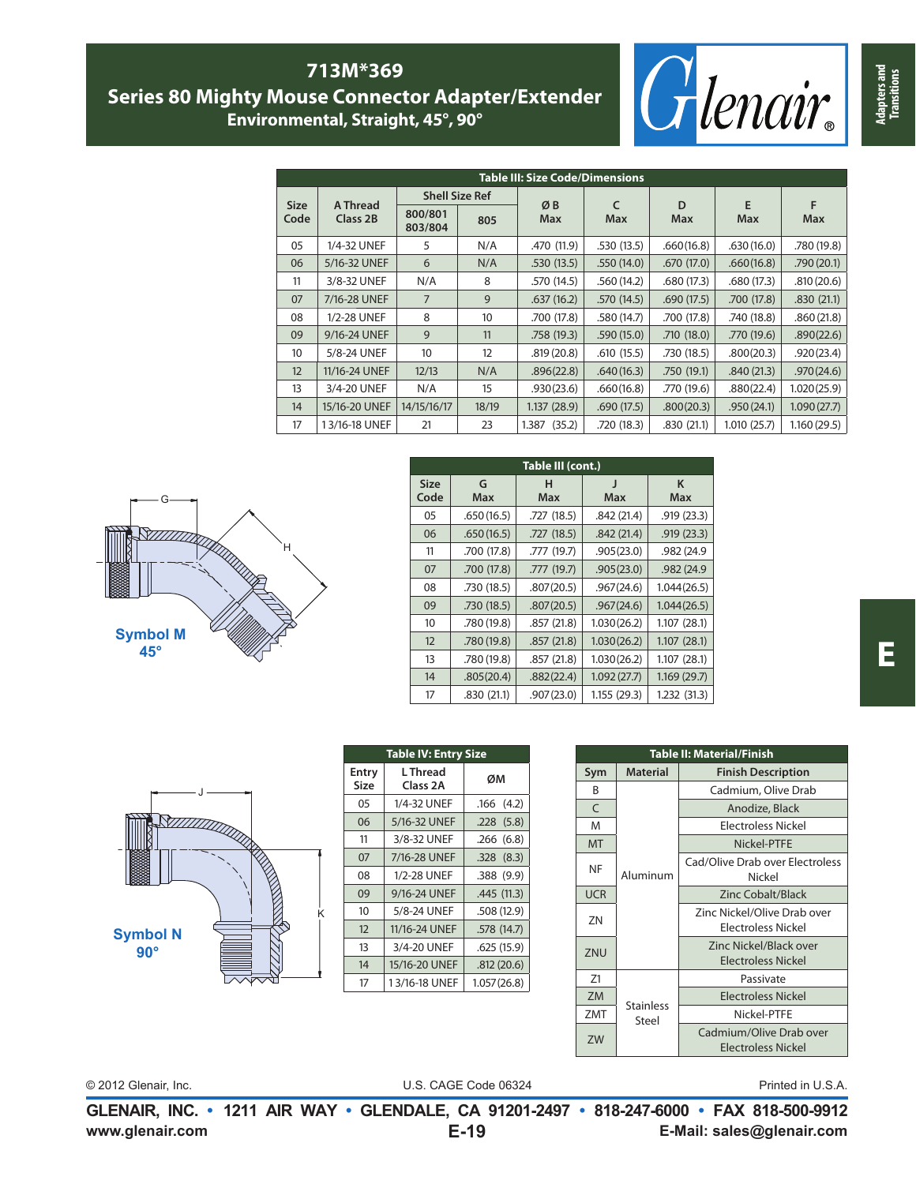# 713M*369

## Series 80 Mighty Mouse Connector Adapter/Extender

### Environmental, Straight, 45°, 90°

**Table III: Size Code/Dimensions**

| Size Code | A Thread Class 2B | Shell Size Ref | | ØB Max | C Max | D Max | E Max | F Max |
|---|---|---|---|---|---|---|---|---|
| | | 800/801 803/804 | 805 | | | | | |
| 05 | 1/4-32 UNEF | 5 | N/A | .470 (11.9) | .530 (13.5) | .660 (16.8) | .630 (16.0) | .780 (19.8) |
| 06 | 5/16-32 UNEF | 6 | N/A | .530 (13.5) | .550 (14.0) | .670 (17.0) | .660 (16.8) | .790 (20.1) |
| 11 | 3/8-32 UNEF | N/A | 8 | .570 (14.5) | .560 (14.2) | .680 (17.3) | .680 (17.3) | .810 (20.6) |
| 07 | 7/16-28 UNEF | 7 | 9 | .637 (16.2) | .570 (14.5) | .690 (17.5) | .700 (17.8) | .830 (21.1) |
| 08 | 1/2-28 UNEF | 8 | 10 | .700 (17.8) | .580 (14.7) | .700 (17.8) | .740 (18.8) | .860 (21.8) |
| 09 | 9/16-24 UNEF | 9 | 11 | .758 (19.3) | .590 (15.0) | .710 (18.0) | .770 (19.6) | .890 (22.6) |
| 10 | 5/8-24 UNEF | 10 | 12 | .819 (20.8) | .610 (15.5) | .730 (18.5) | .800 (20.3) | .920 (23.4) |
| 12 | 11/16-24 UNEF | 12/13 | N/A | .896 (22.8) | .640 (16.3) | .750 (19.1) | .840 (21.3) | .970 (24.6) |
| 13 | 3/4-20 UNEF | N/A | 15 | .930 (23.6) | .660 (16.8) | .770 (19.6) | .880 (22.4) | 1.020 (25.9) |
| 14 | 15/16-20 UNEF | 14/15/16/17 | 18/19 | 1.137 (28.9) | .690 (17.5) | .800 (20.3) | .950 (24.1) | 1.090 (27.7) |
| 17 | 1 3/16-18 UNEF | 21 | 23 | 1.387 (35.2) | .720 (18.3) | .830 (21.1) | 1.010 (25.7) | 1.160 (29.5) |

G

H

Symbol M
45°

**Table III (cont.)**

| Size Code | G Max | H Max | J Max | K Max |
|---|---|---|---|---|
| 05 | .650 (16.5) | .727 (18.5) | .842 (21.4) | .919 (23.3) |
| 06 | .650 (16.5) | .727 (18.5) | .842 (21.4) | .919 (23.3) |
| 11 | .700 (17.8) | .777 (19.7) | .905 (23.0) | .982 (24.9 |
| 07 | .700 (17.8) | .777 (19.7) | .905 (23.0) | .982 (24.9 |
| 08 | .730 (18.5) | .807 (20.5) | .967 (24.6) | 1.044 (26.5) |
| 09 | .730 (18.5) | .807 (20.5) | .967 (24.6) | 1.044 (26.5) |
| 10 | .780 (19.8) | .857 (21.8) | 1.030 (26.2) | 1.107 (28.1) |
| 12 | .780 (19.8) | .857 (21.8) | 1.030 (26.2) | 1.107 (28.1) |
| 13 | .780 (19.8) | .857 (21.8) | 1.030 (26.2) | 1.107 (28.1) |
| 14 | .805 (20.4) | .882 (22.4) | 1.092 (27.7) | 1.169 (29.7) |
| 17 | .830 (21.1) | .907 (23.0) | 1.155 (29.3) | 1.232 (31.3) |

J

K

Symbol N
90°

**Table IV: Entry Size**

| Entry Size | L Thread Class 2A | ØM |
|---|---|---|
| 05 | 1/4-32 UNEF | .166 (4.2) |
| 06 | 5/16-32 UNEF | .228 (5.8) |
| 11 | 3/8-32 UNEF | .266 (6.8) |
| 07 | 7/16-28 UNEF | .328 (8.3) |
| 08 | 1/2-28 UNEF | .388 (9.9) |
| 09 | 9/16-24 UNEF | .445 (11.3) |
| 10 | 5/8-24 UNEF | .508 (12.9) |
| 12 | 11/16-24 UNEF | .578 (14.7) |
| 13 | 3/4-20 UNEF | .625 (15.9) |
| 14 | 15/16-20 UNEF | .812 (20.6) |
| 17 | 1 3/16-18 UNEF | 1.057 (26.8) |

**Table II: Material/Finish**

| Sym | Material | Finish Description |
|---|---|---|
| B | Aluminum | Cadmium, Olive Drab |
| C | Aluminum | Anodize, Black |
| M | Aluminum | Electroless Nickel |
| MT | Aluminum | Nickel-PTFE |
| NF | Aluminum | Cad/Olive Drab over Electroless Nickel |
| UCR | Aluminum | Zinc Cobalt/Black |
| ZN | Aluminum | Zinc Nickel/Olive Drab over Electroless Nickel |
| ZNU | Aluminum | Zinc Nickel/Black over Electroless Nickel |
| Z1 | Stainless Steel | Passivate |
| ZM | Stainless Steel | Electroless Nickel |
| ZMT | Stainless Steel | Nickel-PTFE |
| ZW | Stainless Steel | Cadmium/Olive Drab over Electroless Nickel |

© 2012 Glenair, Inc. U.S. CAGE Code 06324 Printed in U.S.A.

**GLENAIR, INC. • 1211 AIR WAY • GLENDALE, CA 91201-2497 • 818-247-6000 • FAX 818-500-9912**

**www.glenair.com** **E-19** **E-Mail: sales@glenair.com**